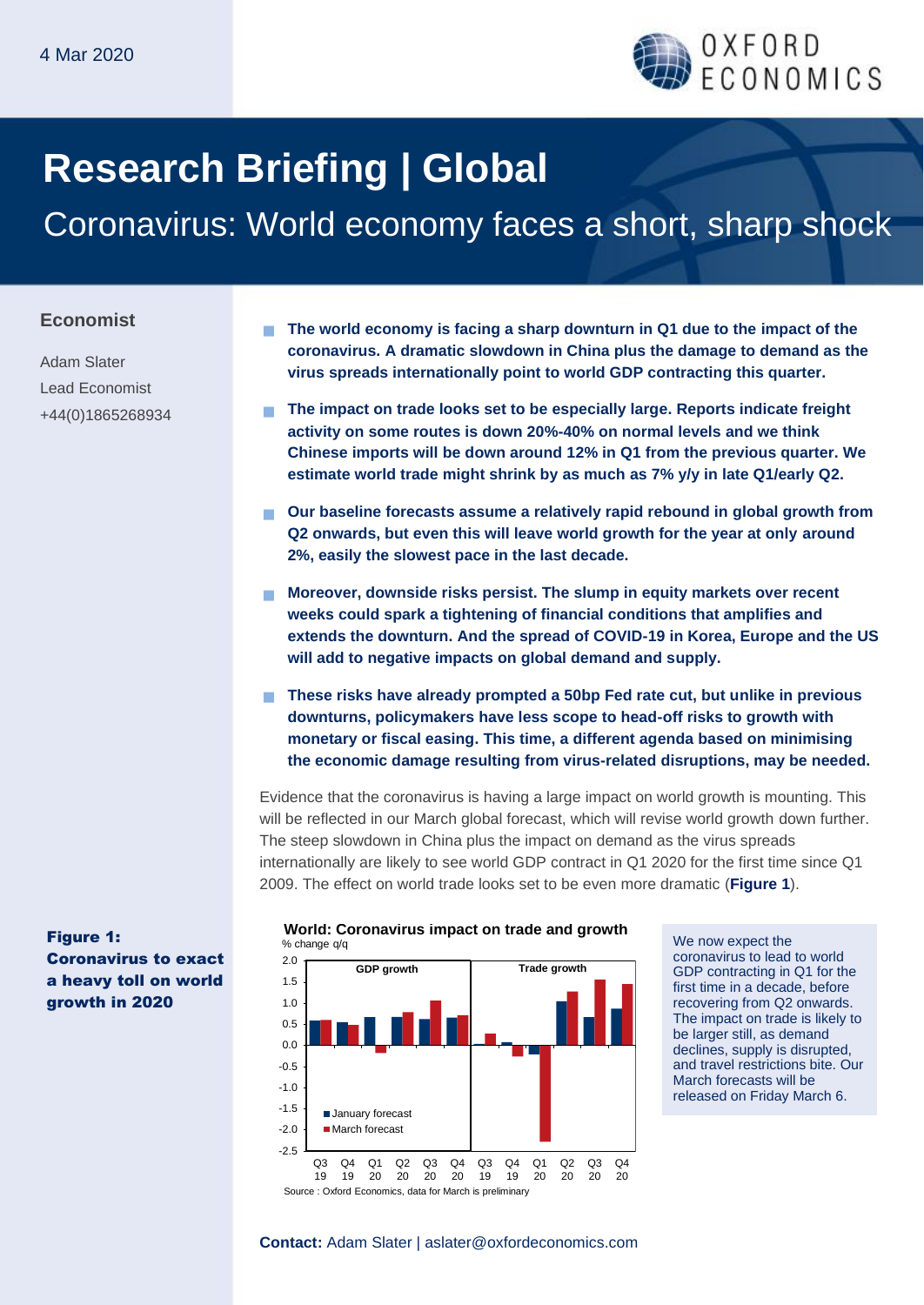4 Mar 2020

# Research Briefing | Global

## Coronavirus: World economy faces a short, sharp shock

**Economist**

Adam Slater
Lead Economist
+44(0)1865268934

- **The world economy is facing a sharp downturn in Q1 due to the impact of the coronavirus. A dramatic slowdown in China plus the damage to demand as the virus spreads internationally point to world GDP contracting this quarter.**
- **The impact on trade looks set to be especially large. Reports indicate freight activity on some routes is down 20%-40% on normal levels and we think Chinese imports will be down around 12% in Q1 from the previous quarter. We estimate world trade might shrink by as much as 7% y/y in late Q1/early Q2.**
- **Our baseline forecasts assume a relatively rapid rebound in global growth from Q2 onwards, but even this will leave world growth for the year at only around 2%, easily the slowest pace in the last decade.**
- **Moreover, downside risks persist. The slump in equity markets over recent weeks could spark a tightening of financial conditions that amplifies and extends the downturn. And the spread of COVID-19 in Korea, Europe and the US will add to negative impacts on global demand and supply.**
- **These risks have already prompted a 50bp Fed rate cut, but unlike in previous downturns, policymakers have less scope to head-off risks to growth with monetary or fiscal easing. This time, a different agenda based on minimising the economic damage resulting from virus-related disruptions, may be needed.**

Evidence that the coronavirus is having a large impact on world growth is mounting. This will be reflected in our March global forecast, which will revise world growth down further. The steep slowdown in China plus the impact on demand as the virus spreads internationally are likely to see world GDP contract in Q1 2020 for the first time since Q1 2009. The effect on world trade looks set to be even more dramatic (**Figure 1**).

**Figure 1: Coronavirus to exact a heavy toll on world growth in 2020**

**World: Coronavirus impact on trade and growth**
% change q/q

Source : Oxford Economics, data for March is preliminary

We now expect the coronavirus to lead to world GDP contracting in Q1 for the first time in a decade, before recovering from Q2 onwards. The impact on trade is likely to be larger still, as demand declines, supply is disrupted, and travel restrictions bite. Our March forecasts will be released on Friday March 6.

**Contact:** Adam Slater | aslater@oxfordeconomics.com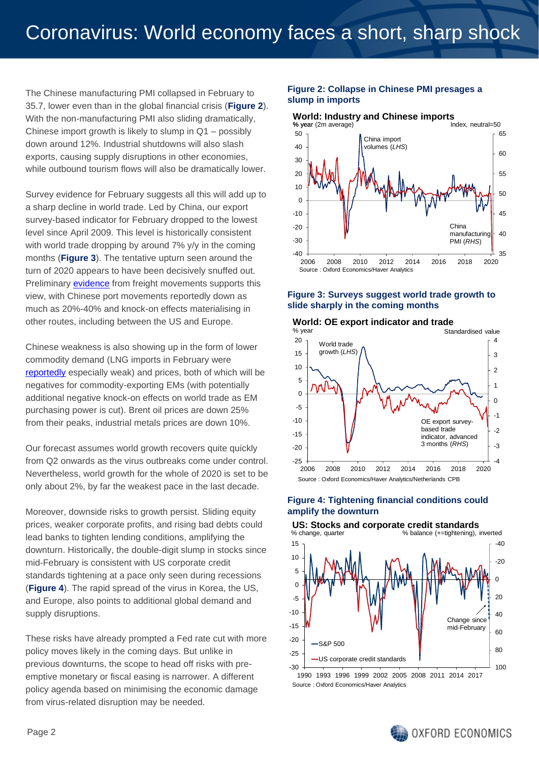# Coronavirus: World economy faces a short, sharp shock

The Chinese manufacturing PMI collapsed in February to 35.7, lower even than in the global financial crisis (**Figure 2**). With the non-manufacturing PMI also sliding dramatically, Chinese import growth is likely to slump in Q1 – possibly down around 12%. Industrial shutdowns will also slash exports, causing supply disruptions in other economies, while outbound tourism flows will also be dramatically lower.

Survey evidence for February suggests all this will add up to a sharp decline in world trade. Led by China, our export survey-based indicator for February dropped to the lowest level since April 2009. This level is historically consistent with world trade dropping by around 7% y/y in the coming months (**Figure 3**). The tentative upturn seen around the turn of 2020 appears to have been decisively snuffed out. Preliminary evidence from freight movements supports this view, with Chinese port movements reportedly down as much as 20%-40% and knock-on effects materialising in other routes, including between the US and Europe.

Chinese weakness is also showing up in the form of lower commodity demand (LNG imports in February were reportedly especially weak) and prices, both of which will be negatives for commodity-exporting EMs (with potentially additional negative knock-on effects on world trade as EM purchasing power is cut). Brent oil prices are down 25% from their peaks, industrial metals prices are down 10%.

Our forecast assumes world growth recovers quite quickly from Q2 onwards as the virus outbreaks come under control. Nevertheless, world growth for the whole of 2020 is set to be only about 2%, by far the weakest pace in the last decade.

Moreover, downside risks to growth persist. Sliding equity prices, weaker corporate profits, and rising bad debts could lead banks to tighten lending conditions, amplifying the downturn. Historically, the double-digit slump in stocks since mid-February is consistent with US corporate credit standards tightening at a pace only seen during recessions (**Figure 4**). The rapid spread of the virus in Korea, the US, and Europe, also points to additional global demand and supply disruptions.

These risks have already prompted a Fed rate cut with more policy moves likely in the coming days. But unlike in previous downturns, the scope to head off risks with pre-emptive monetary or fiscal easing is narrower. A different policy agenda based on minimising the economic damage from virus-related disruption may be needed.

**Figure 2: Collapse in Chinese PMI presages a slump in imports**

World: Industry and Chinese imports
% year (2m average)
Index, neutral=50
China import volumes (*LHS*)
China manufacturing PMI (*RHS*)
Source : Oxford Economics/Haver Analytics

**Figure 3: Surveys suggest world trade growth to slide sharply in the coming months**

World: OE export indicator and trade
% year
Standardised value
World trade growth (*LHS*)
OE export survey-based trade indicator, advanced 3 months (*RHS*)
Source : Oxford Economics/Haver Analytics/Netherlands CPB

**Figure 4: Tightening financial conditions could amplify the downturn**

US: Stocks and corporate credit standards
% change, quarter
% balance (+=tightening), inverted
Change since mid-February
S&P 500
US corporate credit standards
Source : Oxford Economics/Haver Analytics